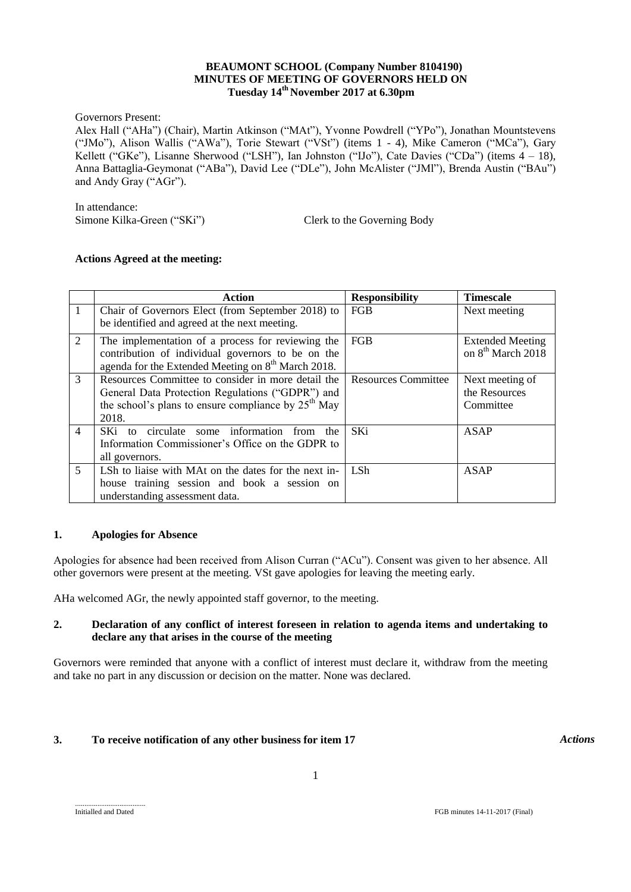**BEAUMONT SCHOOL (Company Number 8104190)**
**MINUTES OF MEETING OF GOVERNORS HELD ON**
**Tuesday 14th November 2017 at 6.30pm**

Governors Present:
Alex Hall ("AHa") (Chair), Martin Atkinson ("MAt"), Yvonne Powdrell ("YPo"), Jonathan Mountstevens ("JMo"), Alison Wallis ("AWa"), Torie Stewart ("VSt") (items 1 - 4), Mike Cameron ("MCa"), Gary Kellett ("GKe"), Lisanne Sherwood ("LSH"), Ian Johnston ("IJo"), Cate Davies ("CDa") (items 4 – 18), Anna Battaglia-Geymonat ("ABa"), David Lee ("DLe"), John McAlister ("JMl"), Brenda Austin ("BAu") and Andy Gray ("AGr").

In attendance:
Simone Kilka-Green ("SKi") Clerk to the Governing Body

**Actions Agreed at the meeting:**

| | Action | Responsibility | Timescale |
|---|---|---|---|
| 1 | Chair of Governors Elect (from September 2018) to be identified and agreed at the next meeting. | FGB | Next meeting |
| 2 | The implementation of a process for reviewing the contribution of individual governors to be on the agenda for the Extended Meeting on 8th March 2018. | FGB | Extended Meeting on 8th March 2018 |
| 3 | Resources Committee to consider in more detail the General Data Protection Regulations ("GDPR") and the school's plans to ensure compliance by 25th May 2018. | Resources Committee | Next meeting of the Resources Committee |
| 4 | SKi to circulate some information from the Information Commissioner's Office on the GDPR to all governors. | SKi | ASAP |
| 5 | LSh to liaise with MAt on the dates for the next in-house training session and book a session on understanding assessment data. | LSh | ASAP |

## 1. Apologies for Absence

Apologies for absence had been received from Alison Curran ("ACu"). Consent was given to her absence. All other governors were present at the meeting. VSt gave apologies for leaving the meeting early.

AHa welcomed AGr, the newly appointed staff governor, to the meeting.

## 2. Declaration of any conflict of interest foreseen in relation to agenda items and undertaking to declare any that arises in the course of the meeting

Governors were reminded that anyone with a conflict of interest must declare it, withdraw from the meeting and take no part in any discussion or decision on the matter. None was declared.

## 3. To receive notification of any other business for item 17

*Actions*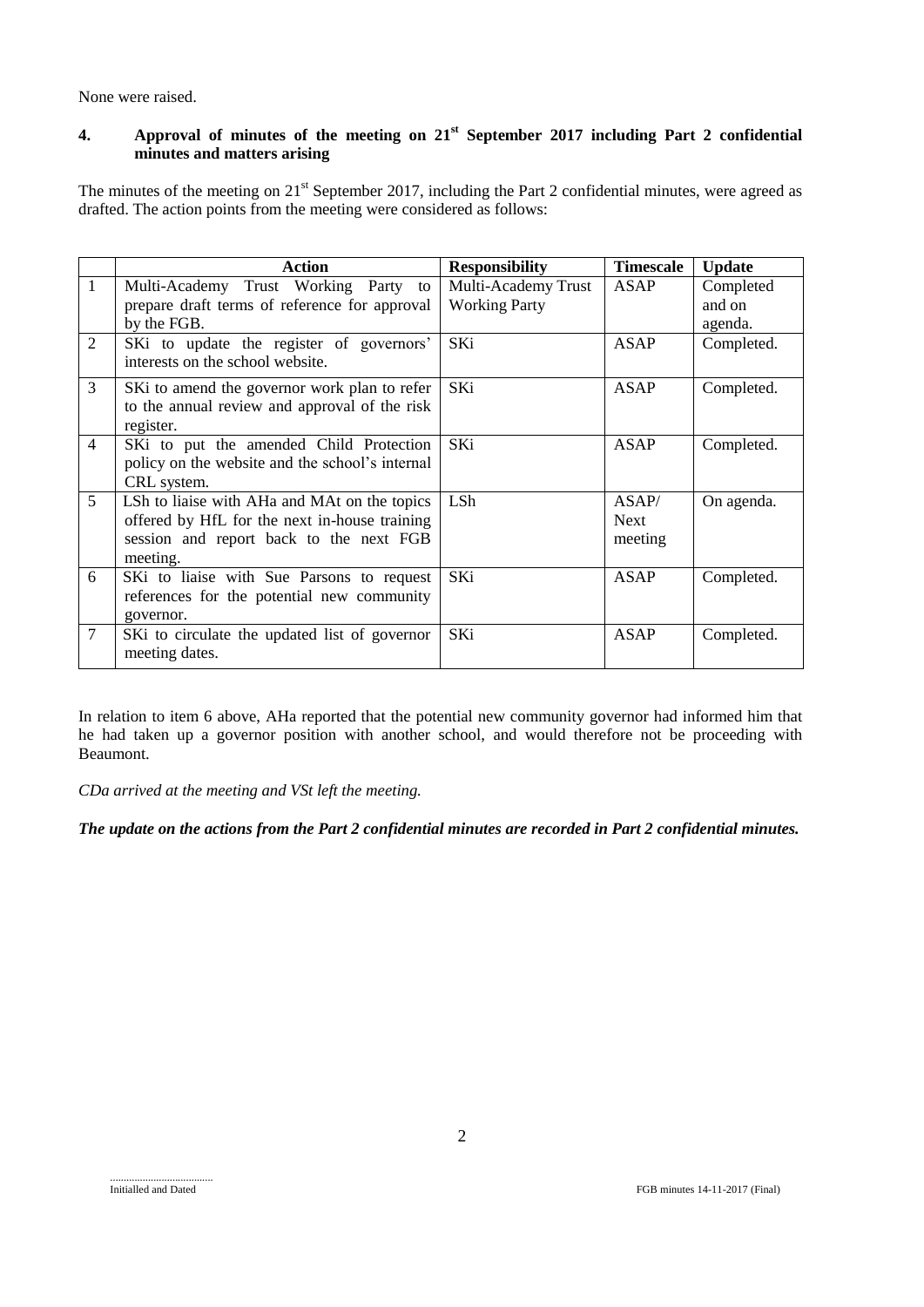None were raised.

## 4. Approval of minutes of the meeting on 21st September 2017 including Part 2 confidential minutes and matters arising

The minutes of the meeting on 21st September 2017, including the Part 2 confidential minutes, were agreed as drafted. The action points from the meeting were considered as follows:

| | Action | Responsibility | Timescale | Update |
|---|---|---|---|---|
| 1 | Multi-Academy Trust Working Party to prepare draft terms of reference for approval by the FGB. | Multi-Academy Trust Working Party | ASAP | Completed and on agenda. |
| 2 | SKi to update the register of governors' interests on the school website. | SKi | ASAP | Completed. |
| 3 | SKi to amend the governor work plan to refer to the annual review and approval of the risk register. | SKi | ASAP | Completed. |
| 4 | SKi to put the amended Child Protection policy on the website and the school's internal CRL system. | SKi | ASAP | Completed. |
| 5 | LSh to liaise with AHa and MAt on the topics offered by HfL for the next in-house training session and report back to the next FGB meeting. | LSh | ASAP/ Next meeting | On agenda. |
| 6 | SKi to liaise with Sue Parsons to request references for the potential new community governor. | SKi | ASAP | Completed. |
| 7 | SKi to circulate the updated list of governor meeting dates. | SKi | ASAP | Completed. |

In relation to item 6 above, AHa reported that the potential new community governor had informed him that he had taken up a governor position with another school, and would therefore not be proceeding with Beaumont.

*CDa arrived at the meeting and VSt left the meeting.*

***The update on the actions from the Part 2 confidential minutes are recorded in Part 2 confidential minutes.***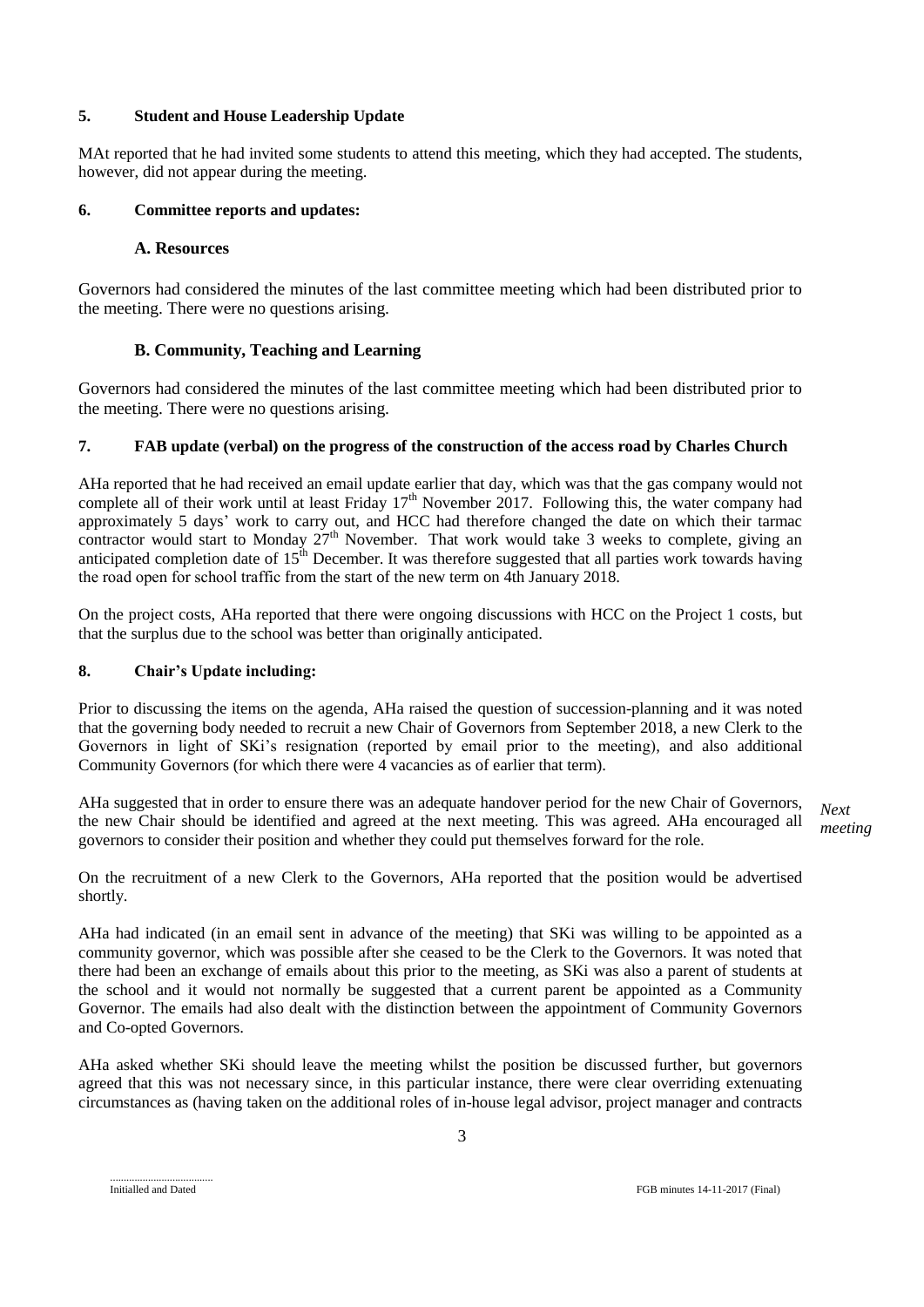## 5. Student and House Leadership Update

MAt reported that he had invited some students to attend this meeting, which they had accepted. The students, however, did not appear during the meeting.

## 6. Committee reports and updates:

### A. Resources

Governors had considered the minutes of the last committee meeting which had been distributed prior to the meeting. There were no questions arising.

### B. Community, Teaching and Learning

Governors had considered the minutes of the last committee meeting which had been distributed prior to the meeting. There were no questions arising.

## 7. FAB update (verbal) on the progress of the construction of the access road by Charles Church

AHa reported that he had received an email update earlier that day, which was that the gas company would not complete all of their work until at least Friday 17th November 2017. Following this, the water company had approximately 5 days' work to carry out, and HCC had therefore changed the date on which their tarmac contractor would start to Monday 27th November. That work would take 3 weeks to complete, giving an anticipated completion date of 15th December. It was therefore suggested that all parties work towards having the road open for school traffic from the start of the new term on 4th January 2018.

On the project costs, AHa reported that there were ongoing discussions with HCC on the Project 1 costs, but that the surplus due to the school was better than originally anticipated.

## 8. Chair's Update including:

Prior to discussing the items on the agenda, AHa raised the question of succession-planning and it was noted that the governing body needed to recruit a new Chair of Governors from September 2018, a new Clerk to the Governors in light of SKi's resignation (reported by email prior to the meeting), and also additional Community Governors (for which there were 4 vacancies as of earlier that term).

AHa suggested that in order to ensure there was an adequate handover period for the new Chair of Governors, the new Chair should be identified and agreed at the next meeting. This was agreed. AHa encouraged all governors to consider their position and whether they could put themselves forward for the role. *Next meeting*

On the recruitment of a new Clerk to the Governors, AHa reported that the position would be advertised shortly.

AHa had indicated (in an email sent in advance of the meeting) that SKi was willing to be appointed as a community governor, which was possible after she ceased to be the Clerk to the Governors. It was noted that there had been an exchange of emails about this prior to the meeting, as SKi was also a parent of students at the school and it would not normally be suggested that a current parent be appointed as a Community Governor. The emails had also dealt with the distinction between the appointment of Community Governors and Co-opted Governors.

AHa asked whether SKi should leave the meeting whilst the position be discussed further, but governors agreed that this was not necessary since, in this particular instance, there were clear overriding extenuating circumstances as (having taken on the additional roles of in-house legal advisor, project manager and contracts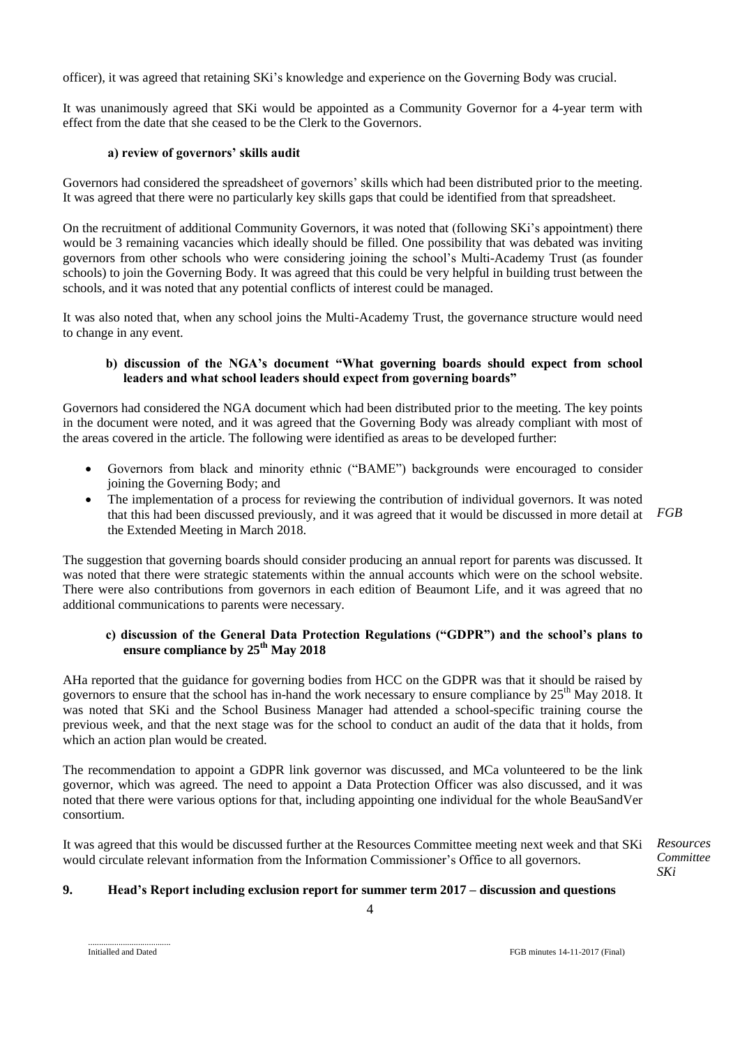officer), it was agreed that retaining SKi's knowledge and experience on the Governing Body was crucial.

It was unanimously agreed that SKi would be appointed as a Community Governor for a 4-year term with effect from the date that she ceased to be the Clerk to the Governors.

**a) review of governors' skills audit**

Governors had considered the spreadsheet of governors' skills which had been distributed prior to the meeting. It was agreed that there were no particularly key skills gaps that could be identified from that spreadsheet.

On the recruitment of additional Community Governors, it was noted that (following SKi's appointment) there would be 3 remaining vacancies which ideally should be filled. One possibility that was debated was inviting governors from other schools who were considering joining the school's Multi-Academy Trust (as founder schools) to join the Governing Body. It was agreed that this could be very helpful in building trust between the schools, and it was noted that any potential conflicts of interest could be managed.

It was also noted that, when any school joins the Multi-Academy Trust, the governance structure would need to change in any event.

**b) discussion of the NGA's document "What governing boards should expect from school leaders and what school leaders should expect from governing boards"**

Governors had considered the NGA document which had been distributed prior to the meeting. The key points in the document were noted, and it was agreed that the Governing Body was already compliant with most of the areas covered in the article. The following were identified as areas to be developed further:

- Governors from black and minority ethnic ("BAME") backgrounds were encouraged to consider joining the Governing Body; and
- The implementation of a process for reviewing the contribution of individual governors. It was noted that this had been discussed previously, and it was agreed that it would be discussed in more detail at the Extended Meeting in March 2018. *FGB*

The suggestion that governing boards should consider producing an annual report for parents was discussed. It was noted that there were strategic statements within the annual accounts which were on the school website. There were also contributions from governors in each edition of Beaumont Life, and it was agreed that no additional communications to parents were necessary.

**c) discussion of the General Data Protection Regulations ("GDPR") and the school's plans to ensure compliance by 25th May 2018**

AHa reported that the guidance for governing bodies from HCC on the GDPR was that it should be raised by governors to ensure that the school has in-hand the work necessary to ensure compliance by 25th May 2018. It was noted that SKi and the School Business Manager had attended a school-specific training course the previous week, and that the next stage was for the school to conduct an audit of the data that it holds, from which an action plan would be created.

The recommendation to appoint a GDPR link governor was discussed, and MCa volunteered to be the link governor, which was agreed. The need to appoint a Data Protection Officer was also discussed, and it was noted that there were various options for that, including appointing one individual for the whole BeauSandVer consortium.

It was agreed that this would be discussed further at the Resources Committee meeting next week and that SKi would circulate relevant information from the Information Commissioner's Office to all governors. *Resources Committee SKi*

**9. Head's Report including exclusion report for summer term 2017 – discussion and questions**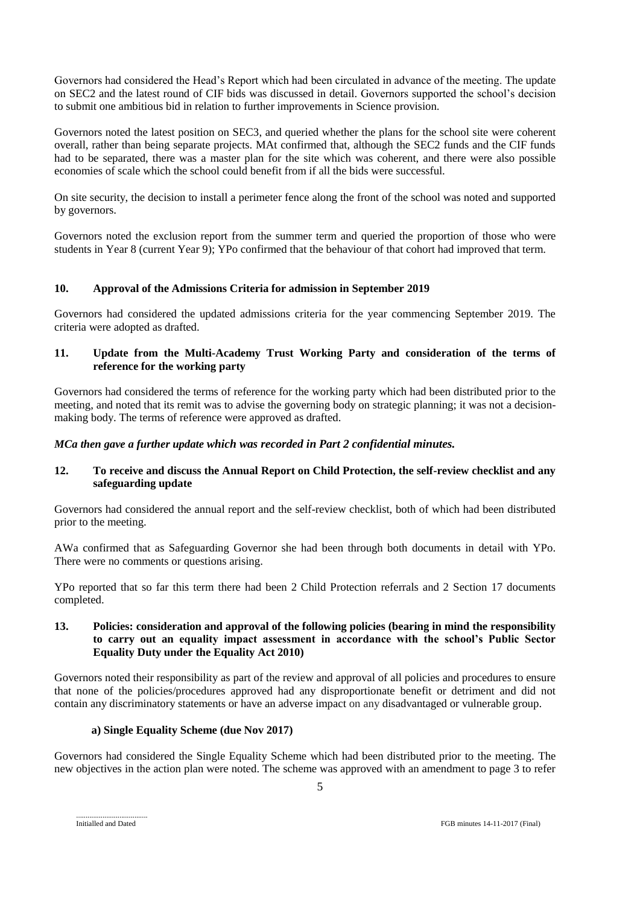Governors had considered the Head's Report which had been circulated in advance of the meeting. The update on SEC2 and the latest round of CIF bids was discussed in detail. Governors supported the school's decision to submit one ambitious bid in relation to further improvements in Science provision.

Governors noted the latest position on SEC3, and queried whether the plans for the school site were coherent overall, rather than being separate projects. MAt confirmed that, although the SEC2 funds and the CIF funds had to be separated, there was a master plan for the site which was coherent, and there were also possible economies of scale which the school could benefit from if all the bids were successful.

On site security, the decision to install a perimeter fence along the front of the school was noted and supported by governors.

Governors noted the exclusion report from the summer term and queried the proportion of those who were students in Year 8 (current Year 9); YPo confirmed that the behaviour of that cohort had improved that term.

## 10. Approval of the Admissions Criteria for admission in September 2019

Governors had considered the updated admissions criteria for the year commencing September 2019. The criteria were adopted as drafted.

## 11. Update from the Multi-Academy Trust Working Party and consideration of the terms of reference for the working party

Governors had considered the terms of reference for the working party which had been distributed prior to the meeting, and noted that its remit was to advise the governing body on strategic planning; it was not a decision-making body. The terms of reference were approved as drafted.

***MCa then gave a further update which was recorded in Part 2 confidential minutes.***

## 12. To receive and discuss the Annual Report on Child Protection, the self-review checklist and any safeguarding update

Governors had considered the annual report and the self-review checklist, both of which had been distributed prior to the meeting.

AWa confirmed that as Safeguarding Governor she had been through both documents in detail with YPo. There were no comments or questions arising.

YPo reported that so far this term there had been 2 Child Protection referrals and 2 Section 17 documents completed.

## 13. Policies: consideration and approval of the following policies (bearing in mind the responsibility to carry out an equality impact assessment in accordance with the school's Public Sector Equality Duty under the Equality Act 2010)

Governors noted their responsibility as part of the review and approval of all policies and procedures to ensure that none of the policies/procedures approved had any disproportionate benefit or detriment and did not contain any discriminatory statements or have an adverse impact on any disadvantaged or vulnerable group.

### a) Single Equality Scheme (due Nov 2017)

Governors had considered the Single Equality Scheme which had been distributed prior to the meeting. The new objectives in the action plan were noted. The scheme was approved with an amendment to page 3 to refer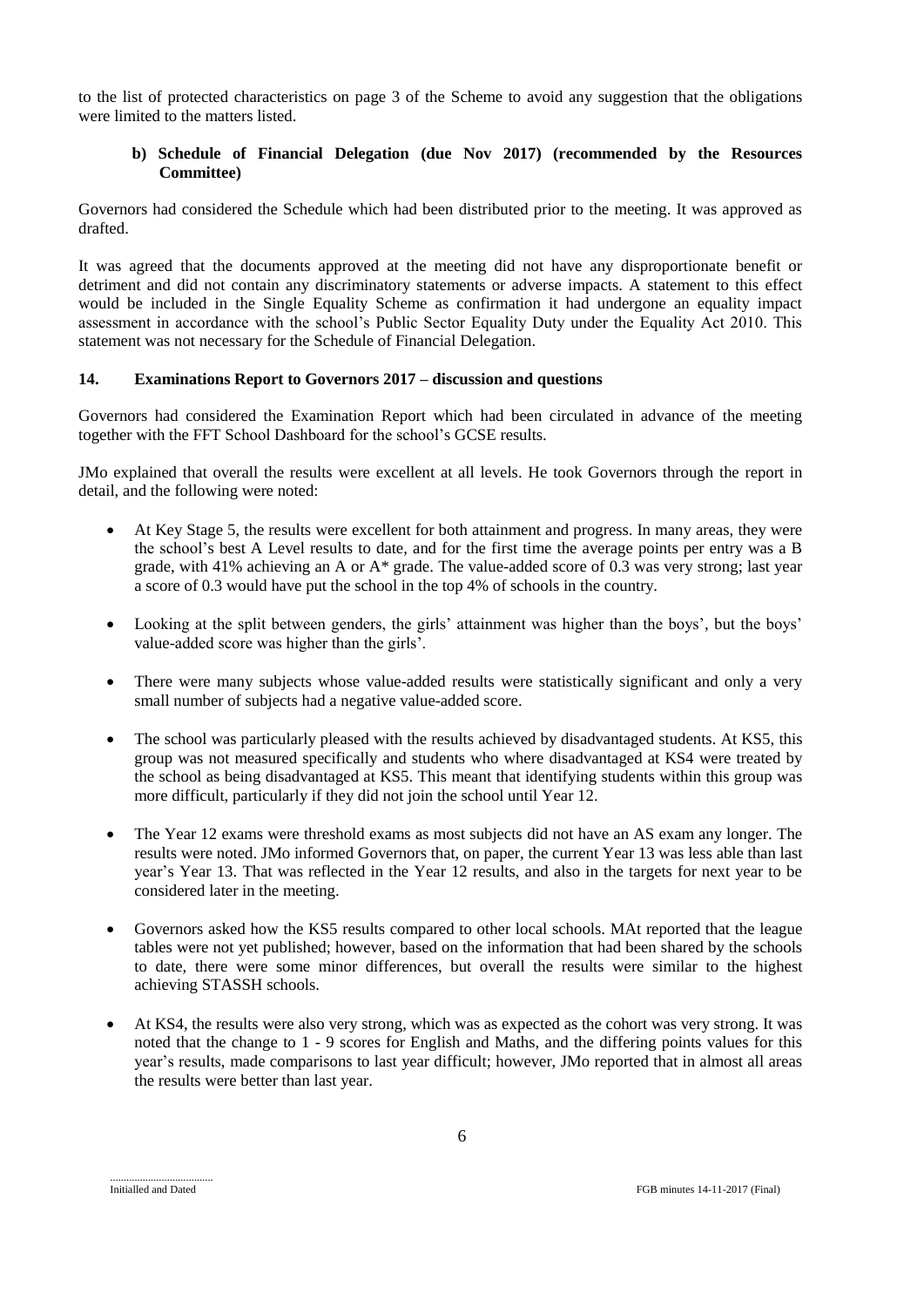to the list of protected characteristics on page 3 of the Scheme to avoid any suggestion that the obligations were limited to the matters listed.

**b) Schedule of Financial Delegation (due Nov 2017) (recommended by the Resources Committee)**

Governors had considered the Schedule which had been distributed prior to the meeting. It was approved as drafted.

It was agreed that the documents approved at the meeting did not have any disproportionate benefit or detriment and did not contain any discriminatory statements or adverse impacts. A statement to this effect would be included in the Single Equality Scheme as confirmation it had undergone an equality impact assessment in accordance with the school's Public Sector Equality Duty under the Equality Act 2010. This statement was not necessary for the Schedule of Financial Delegation.

**14. Examinations Report to Governors 2017 – discussion and questions**

Governors had considered the Examination Report which had been circulated in advance of the meeting together with the FFT School Dashboard for the school's GCSE results.

JMo explained that overall the results were excellent at all levels. He took Governors through the report in detail, and the following were noted:

- At Key Stage 5, the results were excellent for both attainment and progress. In many areas, they were the school's best A Level results to date, and for the first time the average points per entry was a B grade, with 41% achieving an A or A* grade. The value-added score of 0.3 was very strong; last year a score of 0.3 would have put the school in the top 4% of schools in the country.
- Looking at the split between genders, the girls' attainment was higher than the boys', but the boys' value-added score was higher than the girls'.
- There were many subjects whose value-added results were statistically significant and only a very small number of subjects had a negative value-added score.
- The school was particularly pleased with the results achieved by disadvantaged students. At KS5, this group was not measured specifically and students who where disadvantaged at KS4 were treated by the school as being disadvantaged at KS5. This meant that identifying students within this group was more difficult, particularly if they did not join the school until Year 12.
- The Year 12 exams were threshold exams as most subjects did not have an AS exam any longer. The results were noted. JMo informed Governors that, on paper, the current Year 13 was less able than last year's Year 13. That was reflected in the Year 12 results, and also in the targets for next year to be considered later in the meeting.
- Governors asked how the KS5 results compared to other local schools. MAt reported that the league tables were not yet published; however, based on the information that had been shared by the schools to date, there were some minor differences, but overall the results were similar to the highest achieving STASSH schools.
- At KS4, the results were also very strong, which was as expected as the cohort was very strong. It was noted that the change to 1 - 9 scores for English and Maths, and the differing points values for this year's results, made comparisons to last year difficult; however, JMo reported that in almost all areas the results were better than last year.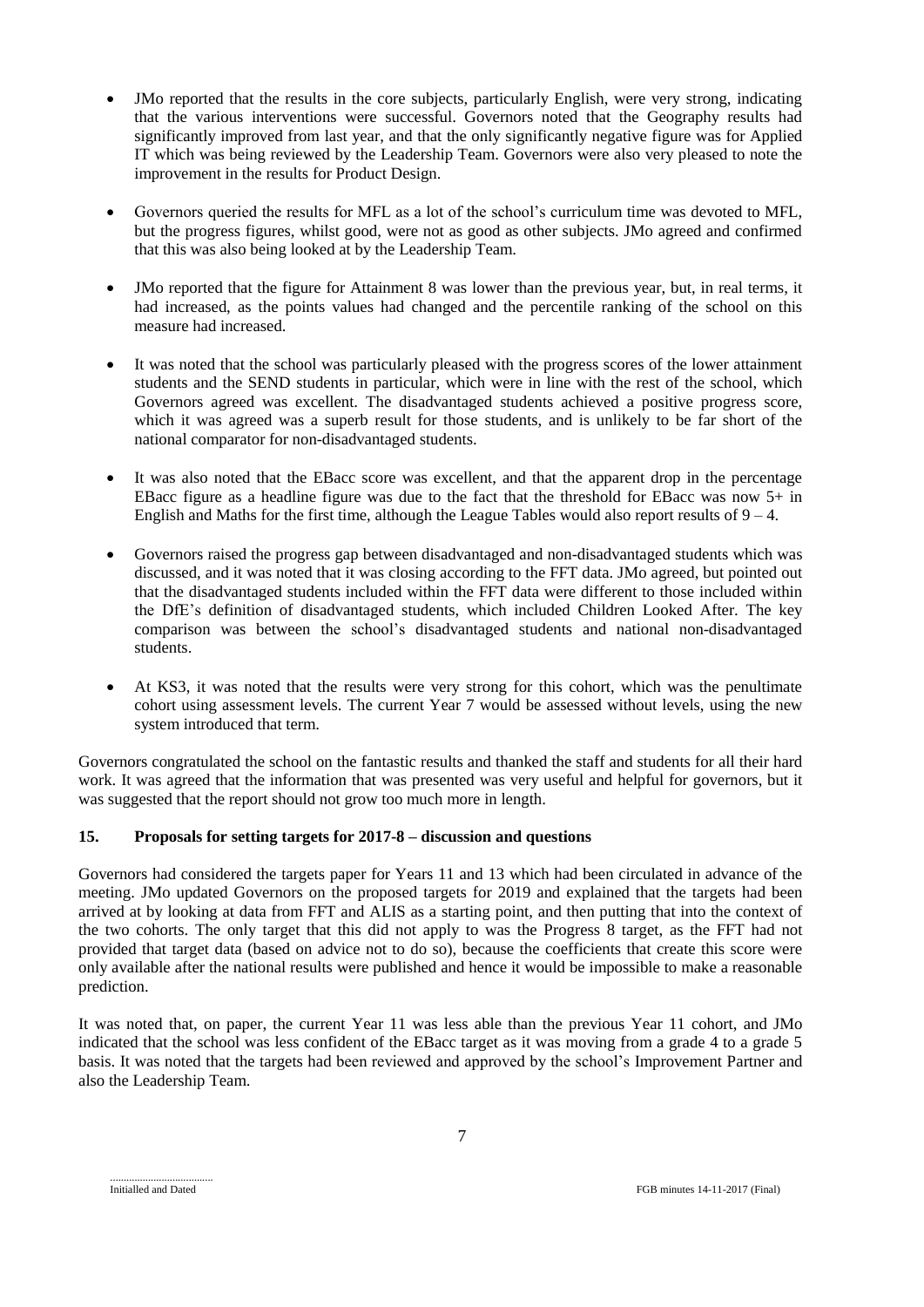- JMo reported that the results in the core subjects, particularly English, were very strong, indicating that the various interventions were successful. Governors noted that the Geography results had significantly improved from last year, and that the only significantly negative figure was for Applied IT which was being reviewed by the Leadership Team. Governors were also very pleased to note the improvement in the results for Product Design.

- Governors queried the results for MFL as a lot of the school's curriculum time was devoted to MFL, but the progress figures, whilst good, were not as good as other subjects. JMo agreed and confirmed that this was also being looked at by the Leadership Team.

- JMo reported that the figure for Attainment 8 was lower than the previous year, but, in real terms, it had increased, as the points values had changed and the percentile ranking of the school on this measure had increased.

- It was noted that the school was particularly pleased with the progress scores of the lower attainment students and the SEND students in particular, which were in line with the rest of the school, which Governors agreed was excellent. The disadvantaged students achieved a positive progress score, which it was agreed was a superb result for those students, and is unlikely to be far short of the national comparator for non-disadvantaged students.

- It was also noted that the EBacc score was excellent, and that the apparent drop in the percentage EBacc figure as a headline figure was due to the fact that the threshold for EBacc was now 5+ in English and Maths for the first time, although the League Tables would also report results of 9 – 4.

- Governors raised the progress gap between disadvantaged and non-disadvantaged students which was discussed, and it was noted that it was closing according to the FFT data. JMo agreed, but pointed out that the disadvantaged students included within the FFT data were different to those included within the DfE's definition of disadvantaged students, which included Children Looked After. The key comparison was between the school's disadvantaged students and national non-disadvantaged students.

- At KS3, it was noted that the results were very strong for this cohort, which was the penultimate cohort using assessment levels. The current Year 7 would be assessed without levels, using the new system introduced that term.

Governors congratulated the school on the fantastic results and thanked the staff and students for all their hard work. It was agreed that the information that was presented was very useful and helpful for governors, but it was suggested that the report should not grow too much more in length.

## 15. Proposals for setting targets for 2017-8 – discussion and questions

Governors had considered the targets paper for Years 11 and 13 which had been circulated in advance of the meeting. JMo updated Governors on the proposed targets for 2019 and explained that the targets had been arrived at by looking at data from FFT and ALIS as a starting point, and then putting that into the context of the two cohorts. The only target that this did not apply to was the Progress 8 target, as the FFT had not provided that target data (based on advice not to do so), because the coefficients that create this score were only available after the national results were published and hence it would be impossible to make a reasonable prediction.

It was noted that, on paper, the current Year 11 was less able than the previous Year 11 cohort, and JMo indicated that the school was less confident of the EBacc target as it was moving from a grade 4 to a grade 5 basis. It was noted that the targets had been reviewed and approved by the school's Improvement Partner and also the Leadership Team.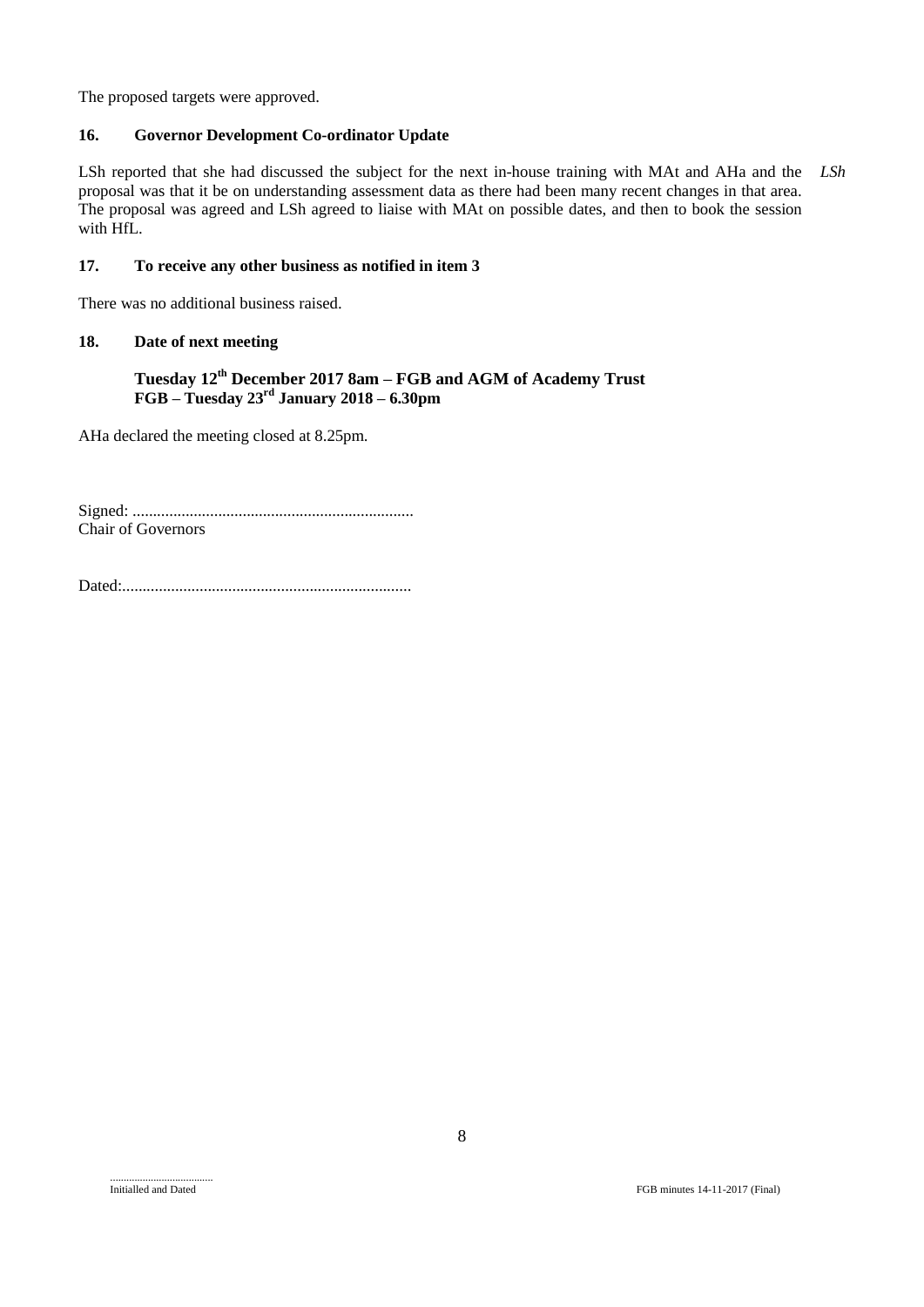The proposed targets were approved.

**16. Governor Development Co-ordinator Update**

LSh reported that she had discussed the subject for the next in-house training with MAt and AHa and the proposal was that it be on understanding assessment data as there had been many recent changes in that area. The proposal was agreed and LSh agreed to liaise with MAt on possible dates, and then to book the session with HfL. *LSh*

**17. To receive any other business as notified in item 3**

There was no additional business raised.

**18. Date of next meeting**

**Tuesday 12th December 2017 8am – FGB and AGM of Academy Trust**
**FGB – Tuesday 23rd January 2018 – 6.30pm**

AHa declared the meeting closed at 8.25pm.

Signed: ......................................................................
Chair of Governors

Dated:........................................................................

.....................................
Initialled and Dated